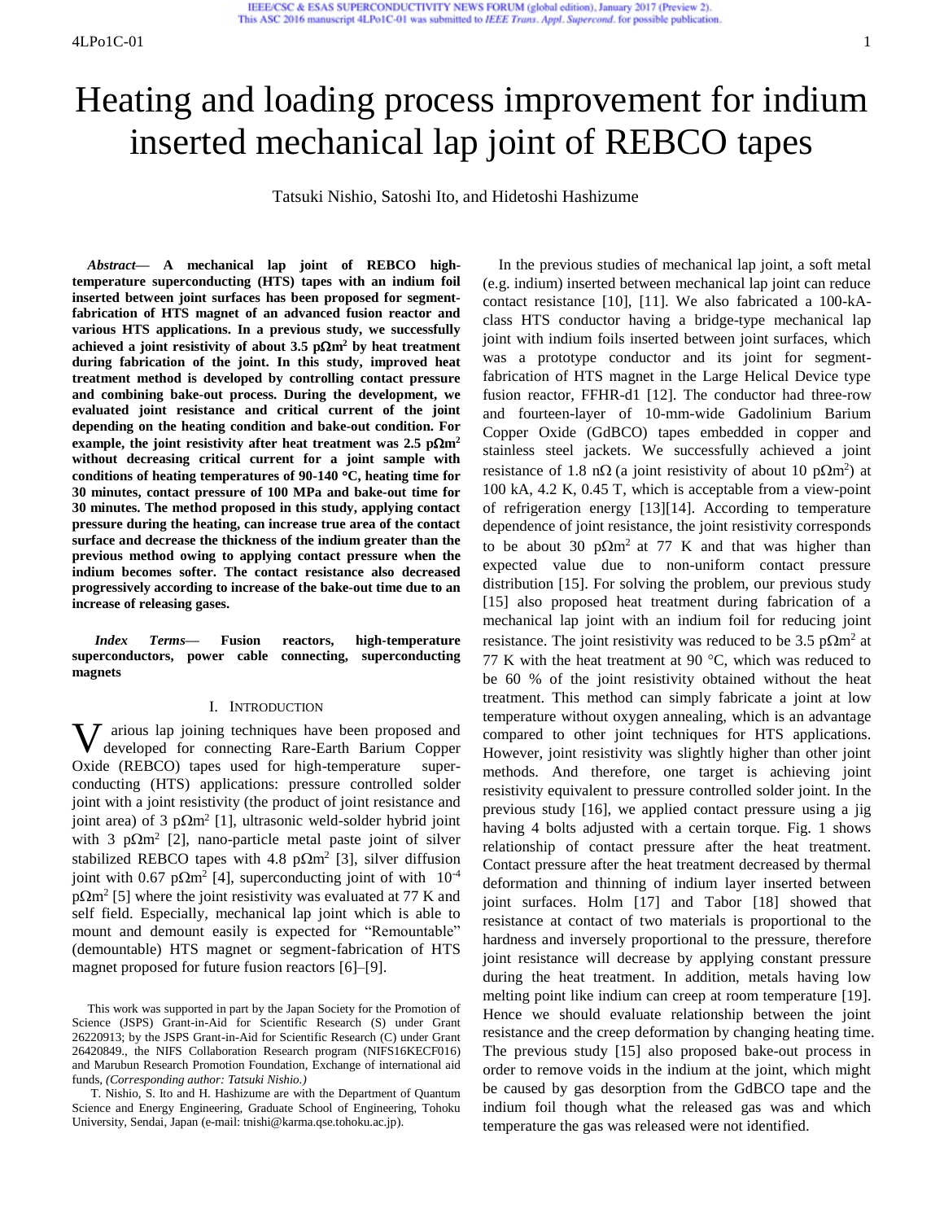# Heating and loading process improvement for indium inserted mechanical lap joint of REBCO tapes

Tatsuki Nishio, Satoshi Ito, and Hidetoshi Hashizume

***Abstract*— A mechanical lap joint of REBCO high-temperature superconducting (HTS) tapes with an indium foil inserted between joint surfaces has been proposed for segment-fabrication of HTS magnet of an advanced fusion reactor and various HTS applications. In a previous study, we successfully achieved a joint resistivity of about 3.5 p$\Omega$m$^2$ by heat treatment during fabrication of the joint. In this study, improved heat treatment method is developed by controlling contact pressure and combining bake-out process. During the development, we evaluated joint resistance and critical current of the joint depending on the heating condition and bake-out condition. For example, the joint resistivity after heat treatment was 2.5 p$\Omega$m$^2$ without decreasing critical current for a joint sample with conditions of heating temperatures of 90-140 °C, heating time for 30 minutes, contact pressure of 100 MPa and bake-out time for 30 minutes. The method proposed in this study, applying contact pressure during the heating, can increase true area of the contact surface and decrease the thickness of the indium greater than the previous method owing to applying contact pressure when the indium becomes softer. The contact resistance also decreased progressively according to increase of the bake-out time due to an increase of releasing gases.**

***Index Terms*— Fusion reactors, high-temperature superconductors, power cable connecting, superconducting magnets**

## I. Introduction

Various lap joining techniques have been proposed and developed for connecting Rare-Earth Barium Copper Oxide (REBCO) tapes used for high-temperature super-conducting (HTS) applications: pressure controlled solder joint with a joint resistivity (the product of joint resistance and joint area) of 3 p$\Omega$m$^2$ [1], ultrasonic weld-solder hybrid joint with 3 p$\Omega$m$^2$ [2], nano-particle metal paste joint of silver stabilized REBCO tapes with 4.8 p$\Omega$m$^2$ [3], silver diffusion joint with 0.67 p$\Omega$m$^2$ [4], superconducting joint of with $10^{-4}$ p$\Omega$m$^2$ [5] where the joint resistivity was evaluated at 77 K and self field. Especially, mechanical lap joint which is able to mount and demount easily is expected for "Remountable" (demountable) HTS magnet or segment-fabrication of HTS magnet proposed for future fusion reactors [6]–[9].

In the previous studies of mechanical lap joint, a soft metal (e.g. indium) inserted between mechanical lap joint can reduce contact resistance [10], [11]. We also fabricated a 100-kA-class HTS conductor having a bridge-type mechanical lap joint with indium foils inserted between joint surfaces, which was a prototype conductor and its joint for segment-fabrication of HTS magnet in the Large Helical Device type fusion reactor, FFHR-d1 [12]. The conductor had three-row and fourteen-layer of 10-mm-wide Gadolinium Barium Copper Oxide (GdBCO) tapes embedded in copper and stainless steel jackets. We successfully achieved a joint resistance of 1.8 n$\Omega$ (a joint resistivity of about 10 p$\Omega$m$^2$) at 100 kA, 4.2 K, 0.45 T, which is acceptable from a view-point of refrigeration energy [13][14]. According to temperature dependence of joint resistance, the joint resistivity corresponds to be about 30 p$\Omega$m$^2$ at 77 K and that was higher than expected value due to non-uniform contact pressure distribution [15]. For solving the problem, our previous study [15] also proposed heat treatment during fabrication of a mechanical lap joint with an indium foil for reducing joint resistance. The joint resistivity was reduced to be 3.5 p$\Omega$m$^2$ at 77 K with the heat treatment at 90 °C, which was reduced to be 60 % of the joint resistivity obtained without the heat treatment. This method can simply fabricate a joint at low temperature without oxygen annealing, which is an advantage compared to other joint techniques for HTS applications. However, joint resistivity was slightly higher than other joint methods. And therefore, one target is achieving joint resistivity equivalent to pressure controlled solder joint. In the previous study [16], we applied contact pressure using a jig having 4 bolts adjusted with a certain torque. Fig. 1 shows relationship of contact pressure after the heat treatment. Contact pressure after the heat treatment decreased by thermal deformation and thinning of indium layer inserted between joint surfaces. Holm [17] and Tabor [18] showed that resistance at contact of two materials is proportional to the hardness and inversely proportional to the pressure, therefore joint resistance will decrease by applying constant pressure during the heat treatment. In addition, metals having low melting point like indium can creep at room temperature [19]. Hence we should evaluate relationship between the joint resistance and the creep deformation by changing heating time. The previous study [15] also proposed bake-out process in order to remove voids in the indium at the joint, which might be caused by gas desorption from the GdBCO tape and the indium foil though what the released gas was and which temperature the gas was released were not identified.

This work was supported in part by the Japan Society for the Promotion of Science (JSPS) Grant-in-Aid for Scientific Research (S) under Grant 26220913; by the JSPS Grant-in-Aid for Scientific Research (C) under Grant 26420849., the NIFS Collaboration Research program (NIFS16KECF016) and Marubun Research Promotion Foundation, Exchange of international aid funds, *(Corresponding author: Tatsuki Nishio.)*

T. Nishio, S. Ito and H. Hashizume are with the Department of Quantum Science and Energy Engineering, Graduate School of Engineering, Tohoku University, Sendai, Japan (e-mail: tnishi@karma.qse.tohoku.ac.jp).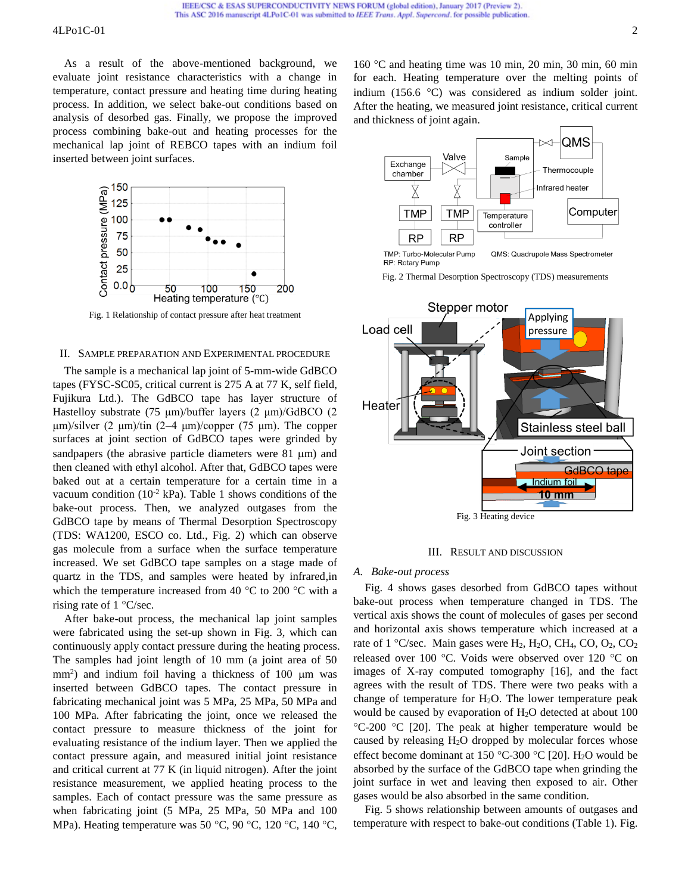As a result of the above-mentioned background, we evaluate joint resistance characteristics with a change in temperature, contact pressure and heating time during heating process. In addition, we select bake-out conditions based on analysis of desorbed gas. Finally, we propose the improved process combining bake-out and heating processes for the mechanical lap joint of REBCO tapes with an indium foil inserted between joint surfaces.

Fig. 1 Relationship of contact pressure after heat treatment

## II. Sample Preparation and Experimental Procedure

The sample is a mechanical lap joint of 5-mm-wide GdBCO tapes (FYSC-SC05, critical current is 275 A at 77 K, self field, Fujikura Ltd.). The GdBCO tape has layer structure of Hastelloy substrate (75 µm)/buffer layers (2 µm)/GdBCO (2 µm)/silver (2 µm)/tin (2–4 µm)/copper (75 µm). The copper surfaces at joint section of GdBCO tapes were grinded by sandpapers (the abrasive particle diameters were 81 µm) and then cleaned with ethyl alcohol. After that, GdBCO tapes were baked out at a certain temperature for a certain time in a vacuum condition ($10^{-2}$ kPa). Table 1 shows conditions of the bake-out process. Then, we analyzed outgases from the GdBCO tape by means of Thermal Desorption Spectroscopy (TDS: WA1200, ESCO co. Ltd., Fig. 2) which can observe gas molecule from a surface when the surface temperature increased. We set GdBCO tape samples on a stage made of quartz in the TDS, and samples were heated by infrared,in which the temperature increased from 40 °C to 200 °C with a rising rate of 1 °C/sec.

After bake-out process, the mechanical lap joint samples were fabricated using the set-up shown in Fig. 3, which can continuously apply contact pressure during the heating process. The samples had joint length of 10 mm (a joint area of 50 mm$^2$) and indium foil having a thickness of 100 µm was inserted between GdBCO tapes. The contact pressure in fabricating mechanical joint was 5 MPa, 25 MPa, 50 MPa and 100 MPa. After fabricating the joint, once we released the contact pressure to measure thickness of the joint for evaluating resistance of the indium layer. Then we applied the contact pressure again, and measured initial joint resistance and critical current at 77 K (in liquid nitrogen). After the joint resistance measurement, we applied heating process to the samples. Each of contact pressure was the same pressure as when fabricating joint (5 MPa, 25 MPa, 50 MPa and 100 MPa). Heating temperature was 50 °C, 90 °C, 120 °C, 140 °C, 160 °C and heating time was 10 min, 20 min, 30 min, 60 min for each. Heating temperature over the melting points of indium (156.6 °C) was considered as indium solder joint. After the heating, we measured joint resistance, critical current and thickness of joint again.

TMP: Turbo-Molecular Pump QMS: Quadrupole Mass Spectrometer
RP: Rotary Pump

Fig. 2 Thermal Desorption Spectroscopy (TDS) measurements

Fig. 3 Heating device

## III. Result and Discussion

### A. Bake-out process

Fig. 4 shows gases desorbed from GdBCO tapes without bake-out process when temperature changed in TDS. The vertical axis shows the count of molecules of gases per second and horizontal axis shows temperature which increased at a rate of 1 °C/sec. Main gases were $H_2$, $H_2O$, $CH_4$, CO, $O_2$, $CO_2$ released over 100 °C. Voids were observed over 120 °C on images of X-ray computed tomography [16], and the fact agrees with the result of TDS. There were two peaks with a change of temperature for $H_2O$. The lower temperature peak would be caused by evaporation of $H_2O$ detected at about 100 °C-200 °C [20]. The peak at higher temperature would be caused by releasing $H_2O$ dropped by molecular forces whose effect become dominant at 150 °C-300 °C [20]. $H_2O$ would be absorbed by the surface of the GdBCO tape when grinding the joint surface in wet and leaving then exposed to air. Other gases would be also absorbed in the same condition.

Fig. 5 shows relationship between amounts of outgases and temperature with respect to bake-out conditions (Table 1). Fig.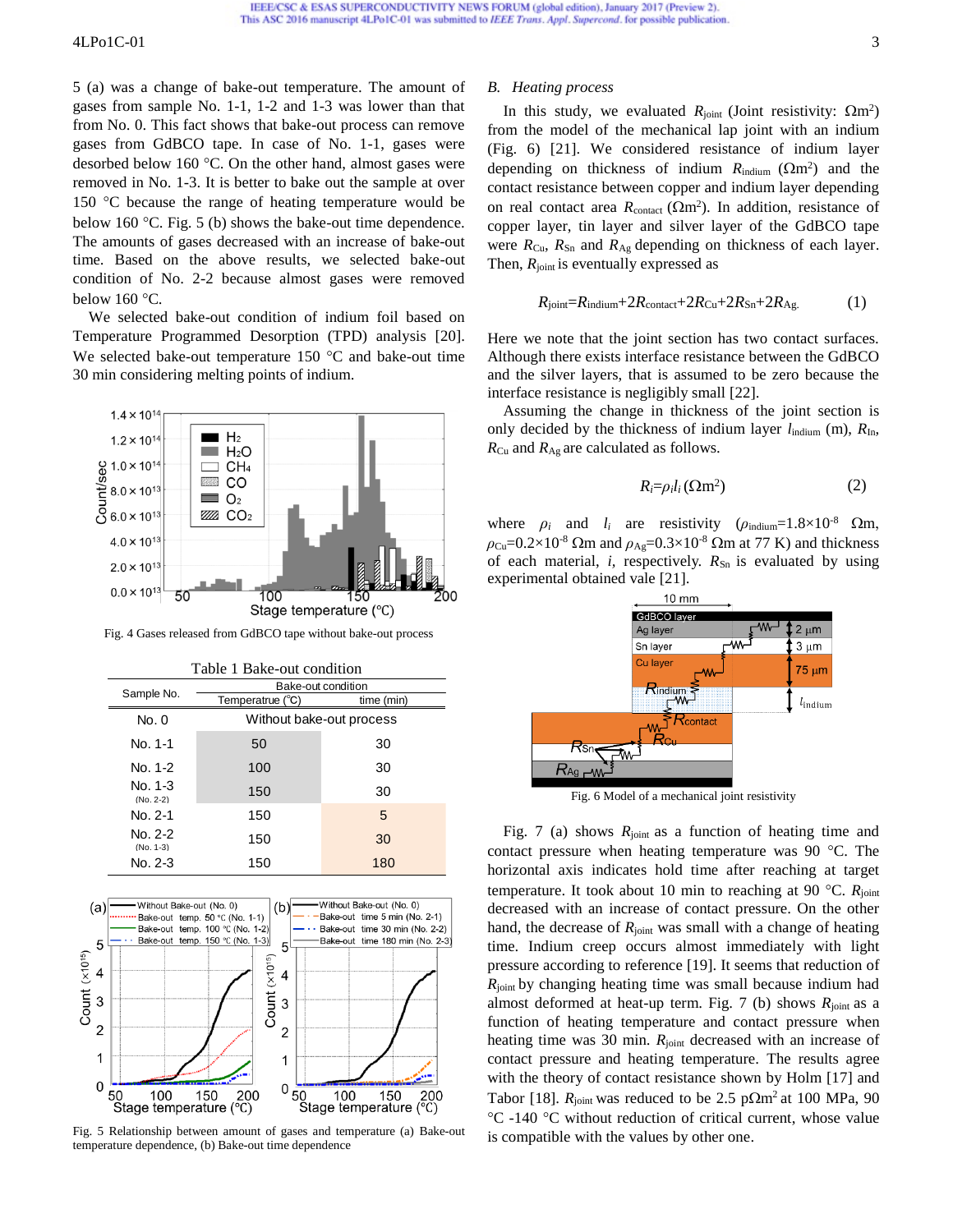5 (a) was a change of bake-out temperature. The amount of gases from sample No. 1-1, 1-2 and 1-3 was lower than that from No. 0. This fact shows that bake-out process can remove gases from GdBCO tape. In case of No. 1-1, gases were desorbed below 160 °C. On the other hand, almost gases were removed in No. 1-3. It is better to bake out the sample at over 150 °C because the range of heating temperature would be below 160 °C. Fig. 5 (b) shows the bake-out time dependence. The amounts of gases decreased with an increase of bake-out time. Based on the above results, we selected bake-out condition of No. 2-2 because almost gases were removed below 160 °C.

We selected bake-out condition of indium foil based on Temperature Programmed Desorption (TPD) analysis [20]. We selected bake-out temperature 150 °C and bake-out time 30 min considering melting points of indium.

Fig. 4 Gases released from GdBCO tape without bake-out process

Table 1 Bake-out condition

| Sample No. | Bake-out condition | |
|---|---|---|
| | Temperatrue (℃) | time (min) |
| No. 0 | Without bake-out process | |
| No. 1-1 | 50 | 30 |
| No. 1-2 | 100 | 30 |
| No. 1-3 (No. 2-2) | 150 | 30 |
| No. 2-1 | 150 | 5 |
| No. 2-2 (No. 1-3) | 150 | 30 |
| No. 2-3 | 150 | 180 |

Fig. 5 Relationship between amount of gases and temperature (a) Bake-out temperature dependence, (b) Bake-out time dependence

## B. Heating process

In this study, we evaluated $R_{joint}$ (Joint resistivity: $\Omega m^2$) from the model of the mechanical lap joint with an indium (Fig. 6) [21]. We considered resistance of indium layer depending on thickness of indium $R_{indium}$ ($\Omega m^2$) and the contact resistance between copper and indium layer depending on real contact area $R_{contact}$ ($\Omega m^2$). In addition, resistance of copper layer, tin layer and silver layer of the GdBCO tape were $R_{Cu}$, $R_{Sn}$ and $R_{Ag}$ depending on thickness of each layer. Then, $R_{joint}$ is eventually expressed as

$$R_{joint}=R_{indium}+2R_{contact}+2R_{Cu}+2R_{Sn}+2R_{Ag.} \qquad (1)$$

Here we note that the joint section has two contact surfaces. Although there exists interface resistance between the GdBCO and the silver layers, that is assumed to be zero because the interface resistance is negligibly small [22].

Assuming the change in thickness of the joint section is only decided by the thickness of indium layer $l_{indium}$ (m), $R_{In}$, $R_{Cu}$ and $R_{Ag}$ are calculated as follows.

$$R_i=\rho_i l_i \ (\Omega m^2) \qquad (2)$$

where $\rho_i$ and $l_i$ are resistivity ($\rho_{indium}$=1.8×10$^{-8}$ Ωm, $\rho_{Cu}$=0.2×10$^{-8}$ Ωm and $\rho_{Ag}$=0.3×10$^{-8}$ Ωm at 77 K) and thickness of each material, $i$, respectively. $R_{Sn}$ is evaluated by using experimental obtained vale [21].

Fig. 6 Model of a mechanical joint resistivity

Fig. 7 (a) shows $R_{joint}$ as a function of heating time and contact pressure when heating temperature was 90 °C. The horizontal axis indicates hold time after reaching at target temperature. It took about 10 min to reaching at 90 °C. $R_{joint}$ decreased with an increase of contact pressure. On the other hand, the decrease of $R_{joint}$ was small with a change of heating time. Indium creep occurs almost immediately with light pressure according to reference [19]. It seems that reduction of $R_{joint}$ by changing heating time was small because indium had almost deformed at heat-up term. Fig. 7 (b) shows $R_{joint}$ as a function of heating temperature and contact pressure when heating time was 30 min. $R_{joint}$ decreased with an increase of contact pressure and heating temperature. The results agree with the theory of contact resistance shown by Holm [17] and Tabor [18]. $R_{joint}$ was reduced to be 2.5 p$\Omega m^2$ at 100 MPa, 90 °C -140 °C without reduction of critical current, whose value is compatible with the values by other one.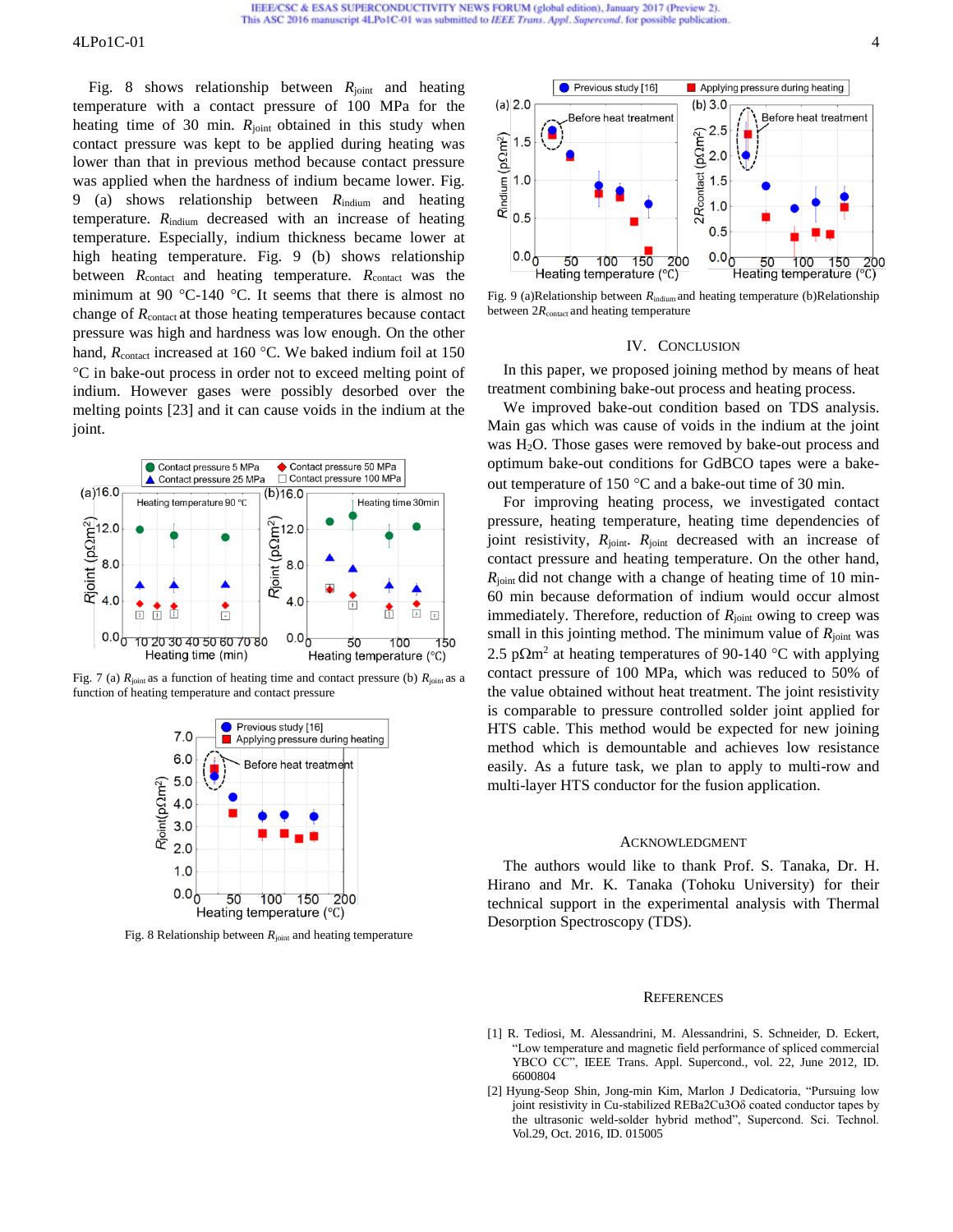Fig. 8 shows relationship between $R_{joint}$ and heating temperature with a contact pressure of 100 MPa for the heating time of 30 min. $R_{joint}$ obtained in this study when contact pressure was kept to be applied during heating was lower than that in previous method because contact pressure was applied when the hardness of indium became lower. Fig. 9 (a) shows relationship between $R_{indium}$ and heating temperature. $R_{indium}$ decreased with an increase of heating temperature. Especially, indium thickness became lower at high heating temperature. Fig. 9 (b) shows relationship between $R_{contact}$ and heating temperature. $R_{contact}$ was the minimum at 90 °C-140 °C. It seems that there is almost no change of $R_{contact}$ at those heating temperatures because contact pressure was high and hardness was low enough. On the other hand, $R_{contact}$ increased at 160 °C. We baked indium foil at 150 °C in bake-out process in order not to exceed melting point of indium. However gases were possibly desorbed over the melting points [23] and it can cause voids in the indium at the joint.

Fig. 7 (a) $R_{joint}$ as a function of heating time and contact pressure (b) $R_{joint}$ as a function of heating temperature and contact pressure

Fig. 8 Relationship between $R_{joint}$ and heating temperature

Fig. 9 (a)Relationship between $R_{indium}$ and heating temperature (b)Relationship between $2R_{contact}$ and heating temperature

## IV. Conclusion

In this paper, we proposed joining method by means of heat treatment combining bake-out process and heating process.

We improved bake-out condition based on TDS analysis. Main gas which was cause of voids in the indium at the joint was $H_2O$. Those gases were removed by bake-out process and optimum bake-out conditions for GdBCO tapes were a bake-out temperature of 150 °C and a bake-out time of 30 min.

For improving heating process, we investigated contact pressure, heating temperature, heating time dependencies of joint resistivity, $R_{joint}$. $R_{joint}$ decreased with an increase of contact pressure and heating temperature. On the other hand, $R_{joint}$ did not change with a change of heating time of 10 min-60 min because deformation of indium would occur almost immediately. Therefore, reduction of $R_{joint}$ owing to creep was small in this jointing method. The minimum value of $R_{joint}$ was 2.5 p$\Omega$m$^2$ at heating temperatures of 90-140 °C with applying contact pressure of 100 MPa, which was reduced to 50% of the value obtained without heat treatment. The joint resistivity is comparable to pressure controlled solder joint applied for HTS cable. This method would be expected for new joining method which is demountable and achieves low resistance easily. As a future task, we plan to apply to multi-row and multi-layer HTS conductor for the fusion application.

## Acknowledgment

The authors would like to thank Prof. S. Tanaka, Dr. H. Hirano and Mr. K. Tanaka (Tohoku University) for their technical support in the experimental analysis with Thermal Desorption Spectroscopy (TDS).

## References

[1] R. Tediosi, M. Alessandrini, M. Alessandrini, S. Schneider, D. Eckert, "Low temperature and magnetic field performance of spliced commercial YBCO CC", IEEE Trans. Appl. Supercond., vol. 22, June 2012, ID. 6600804

[2] Hyung-Seop Shin, Jong-min Kim, Marlon J Dedicatoria, "Pursuing low joint resistivity in Cu-stabilized REBa2Cu3Oδ coated conductor tapes by the ultrasonic weld-solder hybrid method", Supercond. Sci. Technol. Vol.29, Oct. 2016, ID. 015005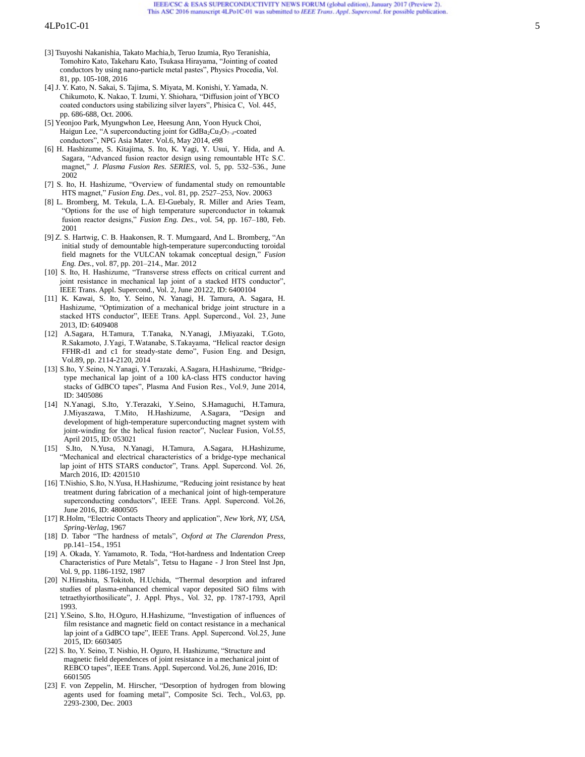[3] Tsuyoshi Nakanishia, Takato Machia,b, Teruo Izumia, Ryo Teranishia, Tomohiro Kato, Takeharu Kato, Tsukasa Hirayama, "Jointing of coated conductors by using nano-particle metal pastes", Physics Procedia, Vol. 81, pp. 105-108, 2016

[4] J. Y. Kato, N. Sakai, S. Tajima, S. Miyata, M. Konishi, Y. Yamada, N. Chikumoto, K. Nakao, T. Izumi, Y. Shiohara, "Diffusion joint of YBCO coated conductors using stabilizing silver layers", Phisica C, Vol. 445, pp. 686-688, Oct. 2006.

[5] Yeonjoo Park, Myungwhon Lee, Heesung Ann, Yoon Hyuck Choi, Haigun Lee, "A superconducting joint for $GdBa_2Cu_3O_{7-\delta}$-coated conductors", NPG Asia Mater. Vol.6, May 2014, e98

[6] H. Hashizume, S. Kitajima, S. Ito, K. Yagi, Y. Usui, Y. Hida, and A. Sagara, "Advanced fusion reactor design using remountable HTc S.C. magnet," *J. Plasma Fusion Res. SERIES*, vol. 5, pp. 532–536., June 2002

[7] S. Ito, H. Hashizume, "Overview of fundamental study on remountable HTS magnet," *Fusion Eng. Des.*, vol. 81, pp. 2527–253, Nov. 20063

[8] L. Bromberg, M. Tekula, L.A. El-Guebaly, R. Miller and Aries Team, "Options for the use of high temperature superconductor in tokamak fusion reactor designs," *Fusion Eng. Des.*, vol. 54, pp. 167–180, Feb. 2001

[9] Z. S. Hartwig, C. B. Haakonsen, R. T. Mumgaard, And L. Bromberg, "An initial study of demountable high-temperature superconducting toroidal field magnets for the VULCAN tokamak conceptual design," *Fusion Eng. Des.*, vol. 87, pp. 201–214., Mar. 2012

[10] S. Ito, H. Hashizume, "Transverse stress effects on critical current and joint resistance in mechanical lap joint of a stacked HTS conductor", IEEE Trans. Appl. Supercond., Vol. 2, June 20122, ID: 6400104

[11] K. Kawai, S. Ito, Y. Seino, N. Yanagi, H. Tamura, A. Sagara, H. Hashizume, "Optimization of a mechanical bridge joint structure in a stacked HTS conductor", IEEE Trans. Appl. Supercond., Vol. 23, June 2013, ID: 6409408

[12] A.Sagara, H.Tamura, T.Tanaka, N.Yanagi, J.Miyazaki, T.Goto, R.Sakamoto, J.Yagi, T.Watanabe, S.Takayama, "Helical reactor design FFHR-d1 and c1 for steady-state demo", Fusion Eng. and Design, Vol.89, pp. 2114-2120, 2014

[13] S.Ito, Y.Seino, N.Yanagi, Y.Terazaki, A.Sagara, H.Hashizume, "Bridge-type mechanical lap joint of a 100 kA-class HTS conductor having stacks of GdBCO tapes", Plasma And Fusion Res., Vol.9, June 2014, ID: 3405086

[14] N.Yanagi, S.Ito, Y.Terazaki, Y.Seino, S.Hamaguchi, H.Tamura, J.Miyaszawa, T.Mito, H.Hashizume, A.Sagara, "Design and development of high-temperature superconducting magnet system with joint-winding for the helical fusion reactor", Nuclear Fusion, Vol.55, April 2015, ID: 053021

[15] S.Ito, N.Yusa, N.Yanagi, H.Tamura, A.Sagara, H.Hashizume, "Mechanical and electrical characteristics of a bridge-type mechanical lap joint of HTS STARS conductor", Trans. Appl. Supercond. Vol. 26, March 2016, ID: 4201510

[16] T.Nishio, S.Ito, N.Yusa, H.Hashizume, "Reducing joint resistance by heat treatment during fabrication of a mechanical joint of high-temperature superconducting conductors", IEEE Trans. Appl. Supercond. Vol.26, June 2016, ID: 4800505

[17] R.Holm, "Electric Contacts Theory and application", *New York, NY, USA, Spring-Verlag*, 1967

[18] D. Tabor "The hardness of metals", *Oxford at The Clarendon Press*, pp.141–154., 1951

[19] A. Okada, Y. Yamamoto, R. Toda, "Hot-hardness and Indentation Creep Characteristics of Pure Metals", Tetsu to Hagane - J Iron Steel Inst Jpn, Vol. 9, pp. 1186-1192, 1987

[20] N.Hirashita, S.Tokitoh, H.Uchida, "Thermal desorption and infrared studies of plasma-enhanced chemical vapor deposited SiO films with tetraethyiorthosilicate", J. Appl. Phys., Vol. 32, pp. 1787-1793, April 1993.

[21] Y.Seino, S.Ito, H.Oguro, H.Hashizume, "Investigation of influences of film resistance and magnetic field on contact resistance in a mechanical lap joint of a GdBCO tape", IEEE Trans. Appl. Supercond. Vol.25, June 2015, ID: 6603405

[22] S. Ito, Y. Seino, T. Nishio, H. Oguro, H. Hashizume, "Structure and magnetic field dependences of joint resistance in a mechanical joint of REBCO tapes", IEEE Trans. Appl. Supercond. Vol.26, June 2016, ID: 6601505

[23] F. von Zeppelin, M. Hirscher, "Desorption of hydrogen from blowing agents used for foaming metal", Composite Sci. Tech., Vol.63, pp. 2293-2300, Dec. 2003